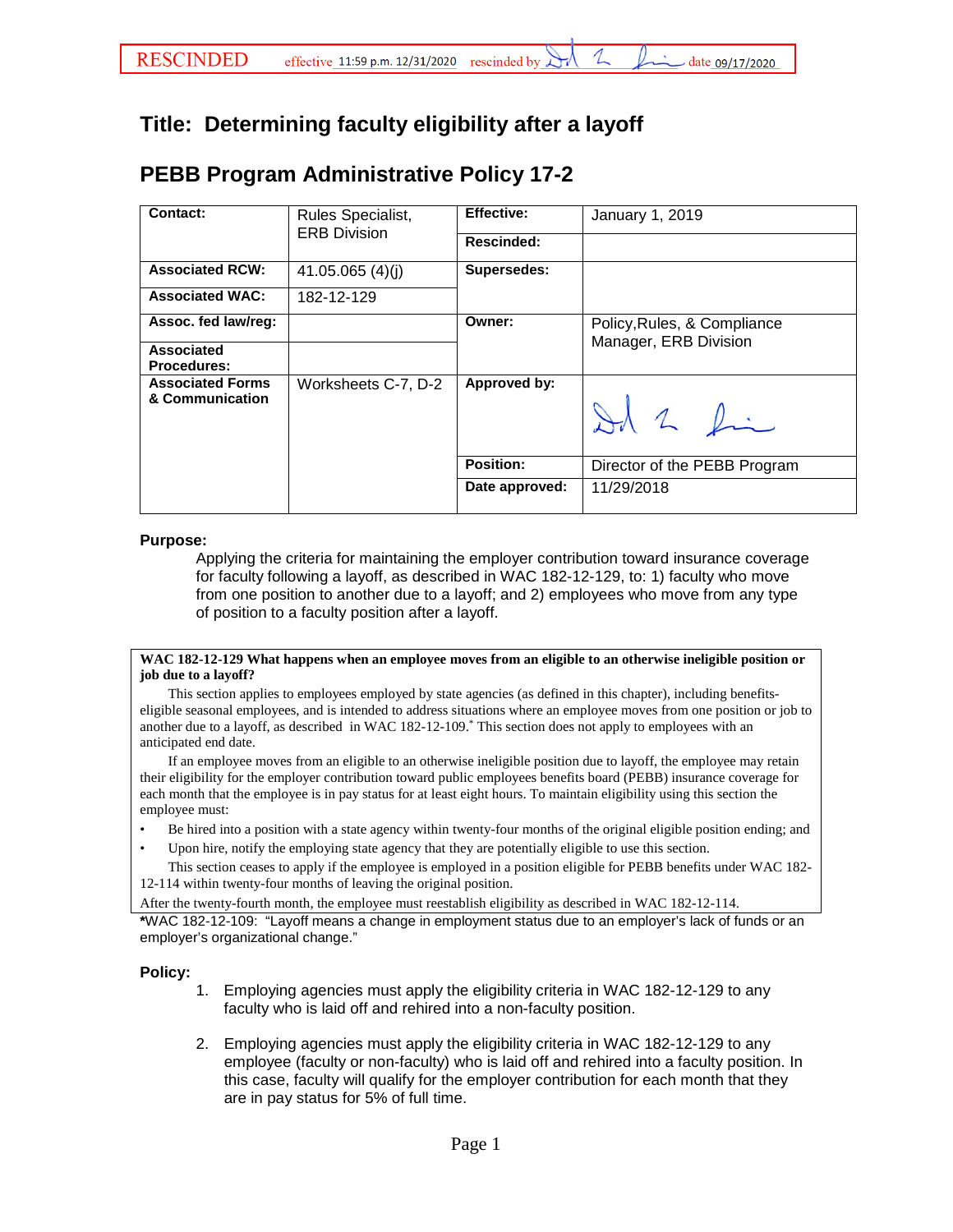RESCINDED effective 11:59 p.m. 12/31/2020 rescinded by [signature] date 09/17/2020

# Title: Determining faculty eligibility after a layoff

## PEBB Program Administrative Policy 17-2

| Contact: | Rules Specialist, ERB Division | Effective: | January 1, 2019 |
|---|---|---|---|
| | | Rescinded: | |
| Associated RCW: | 41.05.065 (4)(j) | Supersedes: | |
| Associated WAC: | 182-12-129 | | |
| Assoc. fed law/reg: | | Owner: | Policy,Rules, & Compliance Manager, ERB Division |
| Associated Procedures: | | | |
| Associated Forms & Communication | Worksheets C-7, D-2 | Approved by: | [signature] |
| | | Position: | Director of the PEBB Program |
| | | Date approved: | 11/29/2018 |

**Purpose:**

Applying the criteria for maintaining the employer contribution toward insurance coverage for faculty following a layoff, as described in WAC 182-12-129, to: 1) faculty who move from one position to another due to a layoff; and 2) employees who move from any type of position to a faculty position after a layoff.

**WAC 182-12-129 What happens when an employee moves from an eligible to an otherwise ineligible position or job due to a layoff?**

This section applies to employees employed by state agencies (as defined in this chapter), including benefits-eligible seasonal employees, and is intended to address situations where an employee moves from one position or job to another due to a layoff, as described in WAC 182-12-109.* This section does not apply to employees with an anticipated end date.

If an employee moves from an eligible to an otherwise ineligible position due to layoff, the employee may retain their eligibility for the employer contribution toward public employees benefits board (PEBB) insurance coverage for each month that the employee is in pay status for at least eight hours. To maintain eligibility using this section the employee must:

- Be hired into a position with a state agency within twenty-four months of the original eligible position ending; and
- Upon hire, notify the employing state agency that they are potentially eligible to use this section.

This section ceases to apply if the employee is employed in a position eligible for PEBB benefits under WAC 182-12-114 within twenty-four months of leaving the original position.

After the twenty-fourth month, the employee must reestablish eligibility as described in WAC 182-12-114.

***WAC 182-12-109:** "Layoff means a change in employment status due to an employer's lack of funds or an employer's organizational change."

**Policy:**

1. Employing agencies must apply the eligibility criteria in WAC 182-12-129 to any faculty who is laid off and rehired into a non-faculty position.

2. Employing agencies must apply the eligibility criteria in WAC 182-12-129 to any employee (faculty or non-faculty) who is laid off and rehired into a faculty position. In this case, faculty will qualify for the employer contribution for each month that they are in pay status for 5% of full time.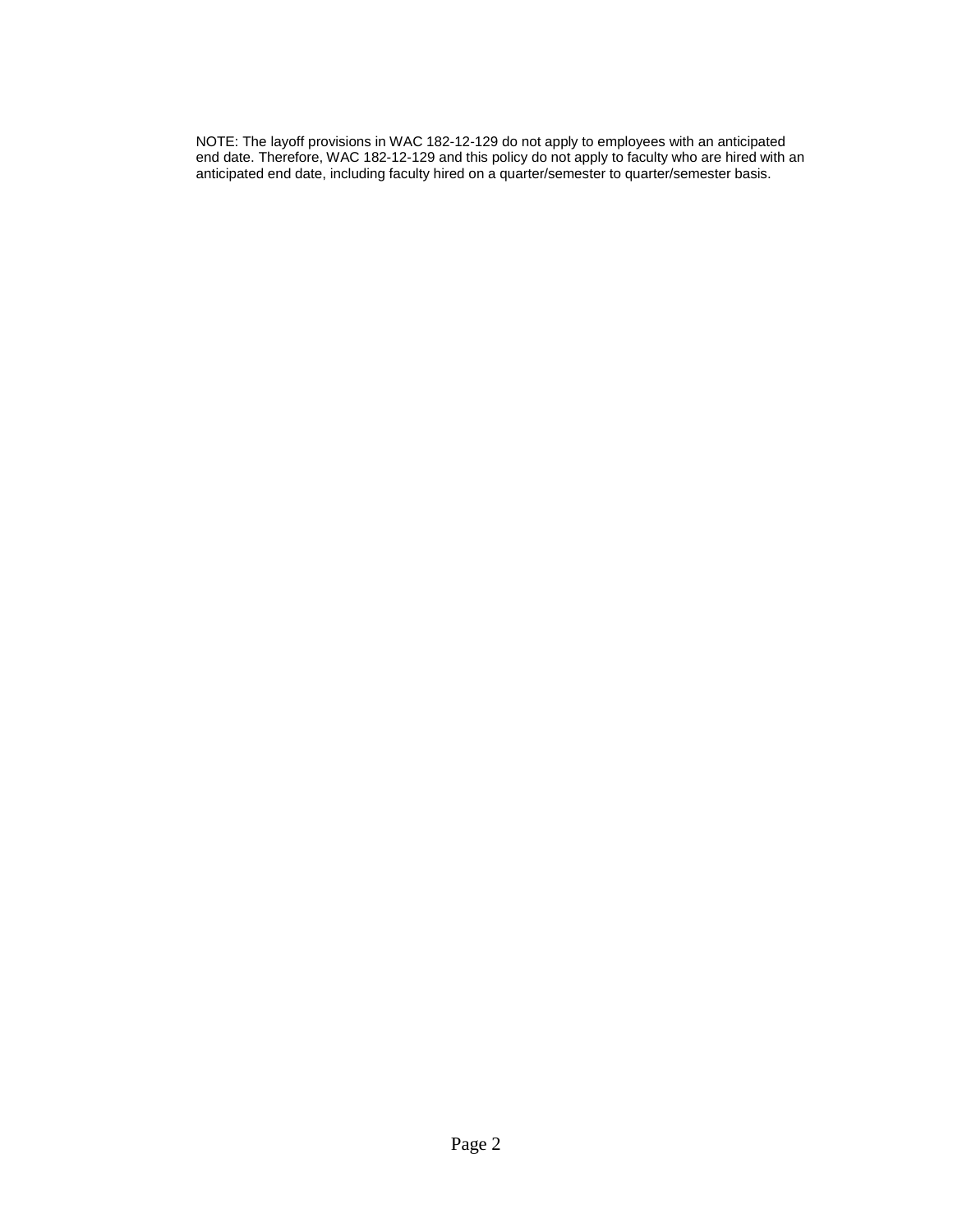NOTE: The layoff provisions in WAC 182-12-129 do not apply to employees with an anticipated end date. Therefore, WAC 182-12-129 and this policy do not apply to faculty who are hired with an anticipated end date, including faculty hired on a quarter/semester to quarter/semester basis.